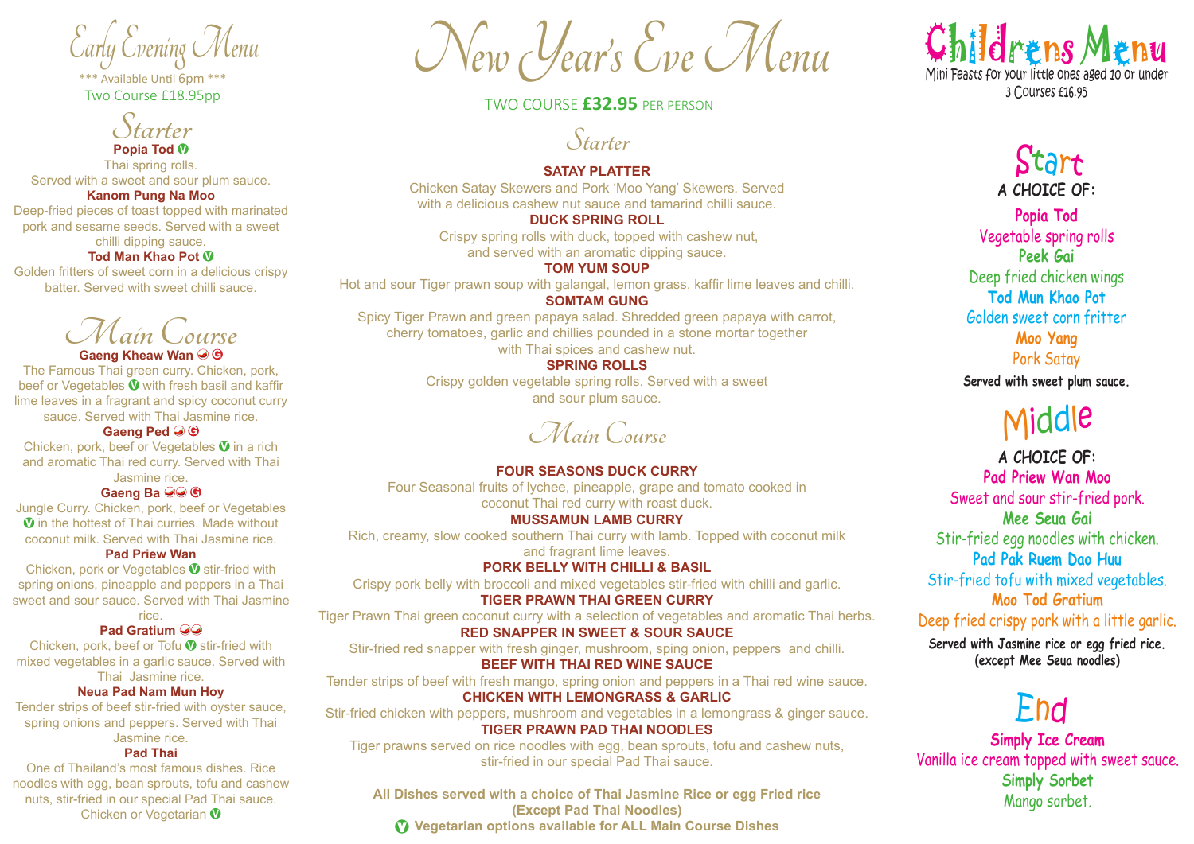# Early Evening Menu

\*\*\* Available Until 6pm \*\*\*

Two Course £18.95pp

## Starter

**Popia Tod** Ⓥ
Thai spring rolls.
Served with a sweet and sour plum sauce.

**Kanom Pung Na Moo**
Deep-fried pieces of toast topped with marinated pork and sesame seeds. Served with a sweet chilli dipping sauce.

**Tod Man Khao Pot** Ⓥ
Golden fritters of sweet corn in a delicious crispy batter. Served with sweet chilli sauce.

## Main Course

**Gaeng Kheaw Wan** 🌶 Ⓖ
The Famous Thai green curry. Chicken, pork, beef or Vegetables Ⓥ with fresh basil and kaffir lime leaves in a fragrant and spicy coconut curry sauce. Served with Thai Jasmine rice.

**Gaeng Ped** 🌶 Ⓖ
Chicken, pork, beef or Vegetables Ⓥ in a rich and aromatic Thai red curry. Served with Thai Jasmine rice.

**Gaeng Ba** 🌶🌶 Ⓖ
Jungle Curry. Chicken, pork, beef or Vegetables Ⓥ in the hottest of Thai curries. Made without coconut milk. Served with Thai Jasmine rice.

**Pad Priew Wan**
Chicken, pork or Vegetables Ⓥ stir-fried with spring onions, pineapple and peppers in a Thai sweet and sour sauce. Served with Thai Jasmine rice.

**Pad Gratium** 🌶🌶
Chicken, pork, beef or Tofu Ⓥ stir-fried with mixed vegetables in a garlic sauce. Served with Thai Jasmine rice.

**Neua Pad Nam Mun Hoy**
Tender strips of beef stir-fried with oyster sauce, spring onions and peppers. Served with Thai Jasmine rice.

**Pad Thai**
One of Thailand's most famous dishes. Rice noodles with egg, bean sprouts, tofu and cashew nuts, stir-fried in our special Pad Thai sauce.
Chicken or Vegetarian Ⓥ

# New Year's Eve Menu

TWO COURSE **£32.95** PER PERSON

## Starter

**SATAY PLATTER**
Chicken Satay Skewers and Pork 'Moo Yang' Skewers. Served with a delicious cashew nut sauce and tamarind chilli sauce.

**DUCK SPRING ROLL**
Crispy spring rolls with duck, topped with cashew nut, and served with an aromatic dipping sauce.

**TOM YUM SOUP**
Hot and sour Tiger prawn soup with galangal, lemon grass, kaffir lime leaves and chilli.

**SOMTAM GUNG**
Spicy Tiger Prawn and green papaya salad. Shredded green papaya with carrot, cherry tomatoes, garlic and chillies pounded in a stone mortar together with Thai spices and cashew nut.

**SPRING ROLLS**
Crispy golden vegetable spring rolls. Served with a sweet and sour plum sauce.

## Main Course

**FOUR SEASONS DUCK CURRY**
Four Seasonal fruits of lychee, pineapple, grape and tomato cooked in coconut Thai red curry with roast duck.

**MUSSAMUN LAMB CURRY**
Rich, creamy, slow cooked southern Thai curry with lamb. Topped with coconut milk and fragrant lime leaves.

**PORK BELLY WITH CHILLI & BASIL**
Crispy pork belly with broccoli and mixed vegetables stir-fried with chilli and garlic.

**TIGER PRAWN THAI GREEN CURRY**
Tiger Prawn Thai green coconut curry with a selection of vegetables and aromatic Thai herbs.

**RED SNAPPER IN SWEET & SOUR SAUCE**
Stir-fried red snapper with fresh ginger, mushroom, sping onion, peppers and chilli.

**BEEF WITH THAI RED WINE SAUCE**
Tender strips of beef with fresh mango, spring onion and peppers in a Thai red wine sauce.

**CHICKEN WITH LEMONGRASS & GARLIC**
Stir-fried chicken with peppers, mushroom and vegetables in a lemongrass & ginger sauce.

**TIGER PRAWN PAD THAI NOODLES**
Tiger prawns served on rice noodles with egg, bean sprouts, tofu and cashew nuts, stir-fried in our special Pad Thai sauce.

**All Dishes served with a choice of Thai Jasmine Rice or egg Fried rice (Except Pad Thai Noodles)**

**Ⓥ Vegetarian options available for ALL Main Course Dishes**

# Childrens Menu

Mini Feasts for your little ones aged 10 or under

3 Courses £16.95

## Start

**A CHOICE OF:**

**Popia Tod**
Vegetable spring rolls

**Peek Gai**
Deep fried chicken wings

**Tod Mun Khao Pot**
Golden sweet corn fritter

**Moo Yang**
Pork Satay

**Served with sweet plum sauce.**

## Middle

**A CHOICE OF:**

**Pad Priew Wan Moo**
Sweet and sour stir-fried pork.

**Mee Seua Gai**
Stir-fried egg noodles with chicken.

**Pad Pak Ruem Dao Huu**
Stir-fried tofu with mixed vegetables.

**Moo Tod Gratium**
Deep fried crispy pork with a little garlic.

**Served with Jasmine rice or egg fried rice. (except Mee Seua noodles)**

## End

**Simply Ice Cream**
Vanilla ice cream topped with sweet sauce.

**Simply Sorbet**
Mango sorbet.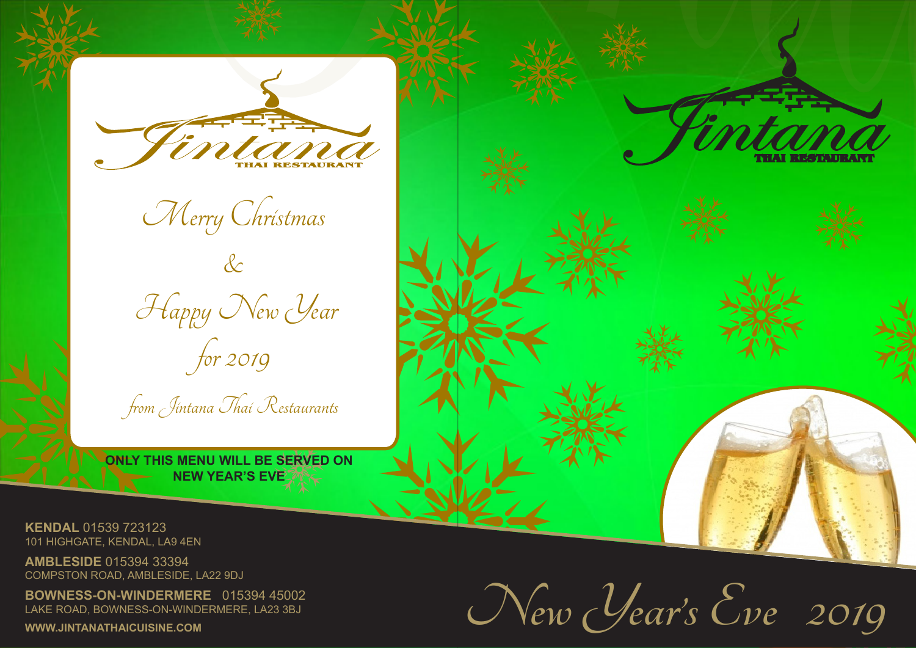Jintana
THAI RESTAURANT

Merry Christmas

&

Happy New Year

for 2019

from Jintana Thai Restaurants

**ONLY THIS MENU WILL BE SERVED ON NEW YEAR'S EVE**

**KENDAL** 01539 723123
101 HIGHGATE, KENDAL, LA9 4EN

**AMBLESIDE** 015394 33394
COMPSTON ROAD, AMBLESIDE, LA22 9DJ

**BOWNESS-ON-WINDERMERE** 015394 45002
LAKE ROAD, BOWNESS-ON-WINDERMERE, LA23 3BJ

**WWW.JINTANATHAICUISINE.COM**

Jintana
THAI RESTAURANT

# New Year's Eve 2019